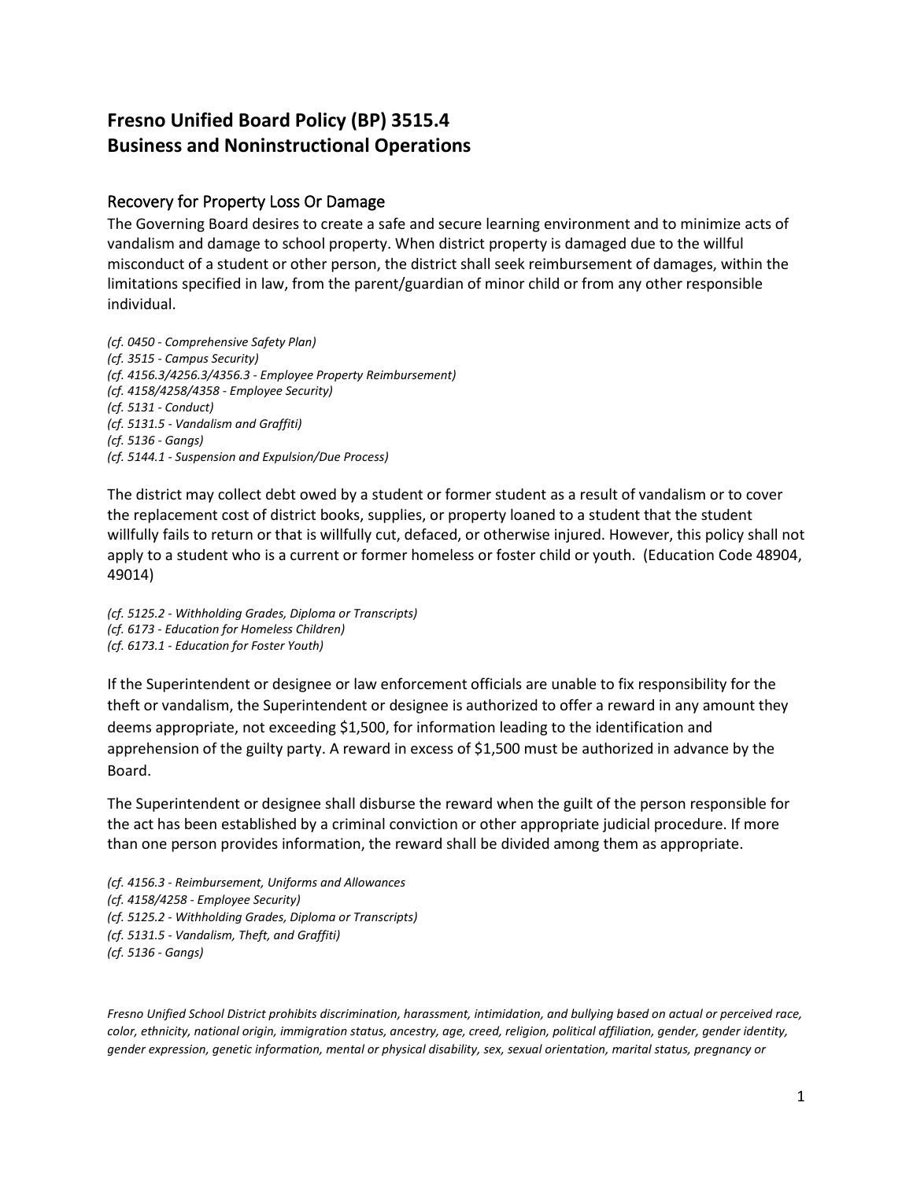# Fresno Unified Board Policy (BP) 3515.4
# Business and Noninstructional Operations

## Recovery for Property Loss Or Damage

The Governing Board desires to create a safe and secure learning environment and to minimize acts of vandalism and damage to school property. When district property is damaged due to the willful misconduct of a student or other person, the district shall seek reimbursement of damages, within the limitations specified in law, from the parent/guardian of minor child or from any other responsible individual.

*(cf. 0450 - Comprehensive Safety Plan)*
*(cf. 3515 - Campus Security)*
*(cf. 4156.3/4256.3/4356.3 - Employee Property Reimbursement)*
*(cf. 4158/4258/4358 - Employee Security)*
*(cf. 5131 - Conduct)*
*(cf. 5131.5 - Vandalism and Graffiti)*
*(cf. 5136 - Gangs)*
*(cf. 5144.1 - Suspension and Expulsion/Due Process)*

The district may collect debt owed by a student or former student as a result of vandalism or to cover the replacement cost of district books, supplies, or property loaned to a student that the student willfully fails to return or that is willfully cut, defaced, or otherwise injured. However, this policy shall not apply to a student who is a current or former homeless or foster child or youth. (Education Code 48904, 49014)

*(cf. 5125.2 - Withholding Grades, Diploma or Transcripts)*
*(cf. 6173 - Education for Homeless Children)*
*(cf. 6173.1 - Education for Foster Youth)*

If the Superintendent or designee or law enforcement officials are unable to fix responsibility for the theft or vandalism, the Superintendent or designee is authorized to offer a reward in any amount they deems appropriate, not exceeding $1,500, for information leading to the identification and apprehension of the guilty party. A reward in excess of $1,500 must be authorized in advance by the Board.

The Superintendent or designee shall disburse the reward when the guilt of the person responsible for the act has been established by a criminal conviction or other appropriate judicial procedure. If more than one person provides information, the reward shall be divided among them as appropriate.

*(cf. 4156.3 - Reimbursement, Uniforms and Allowances*
*(cf. 4158/4258 - Employee Security)*
*(cf. 5125.2 - Withholding Grades, Diploma or Transcripts)*
*(cf. 5131.5 - Vandalism, Theft, and Graffiti)*
*(cf. 5136 - Gangs)*

*Fresno Unified School District prohibits discrimination, harassment, intimidation, and bullying based on actual or perceived race, color, ethnicity, national origin, immigration status, ancestry, age, creed, religion, political affiliation, gender, gender identity, gender expression, genetic information, mental or physical disability, sex, sexual orientation, marital status, pregnancy or*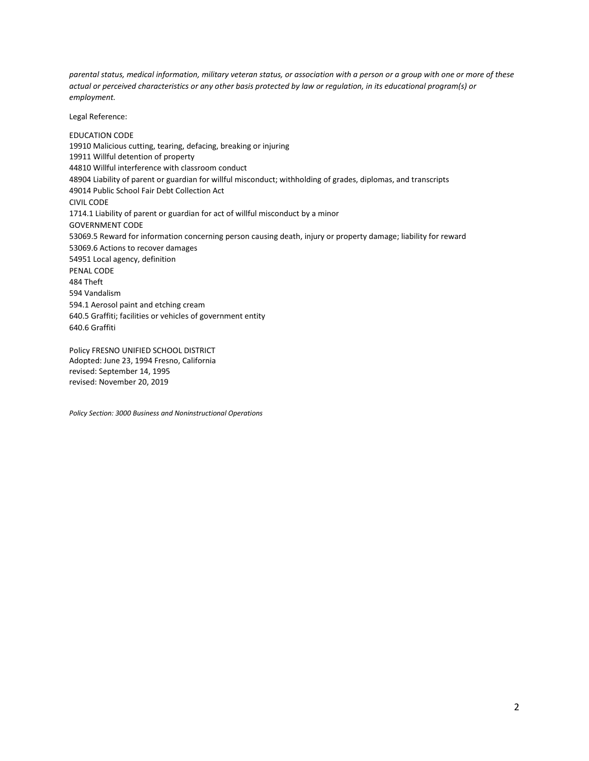*parental status, medical information, military veteran status, or association with a person or a group with one or more of these actual or perceived characteristics or any other basis protected by law or regulation, in its educational program(s) or employment.*

Legal Reference:

EDUCATION CODE
19910 Malicious cutting, tearing, defacing, breaking or injuring
19911 Willful detention of property
44810 Willful interference with classroom conduct
48904 Liability of parent or guardian for willful misconduct; withholding of grades, diplomas, and transcripts
49014 Public School Fair Debt Collection Act
CIVIL CODE
1714.1 Liability of parent or guardian for act of willful misconduct by a minor
GOVERNMENT CODE
53069.5 Reward for information concerning person causing death, injury or property damage; liability for reward
53069.6 Actions to recover damages
54951 Local agency, definition
PENAL CODE
484 Theft
594 Vandalism
594.1 Aerosol paint and etching cream
640.5 Graffiti; facilities or vehicles of government entity
640.6 Graffiti

Policy FRESNO UNIFIED SCHOOL DISTRICT
Adopted: June 23, 1994 Fresno, California
revised: September 14, 1995
revised: November 20, 2019

*Policy Section: 3000 Business and Noninstructional Operations*